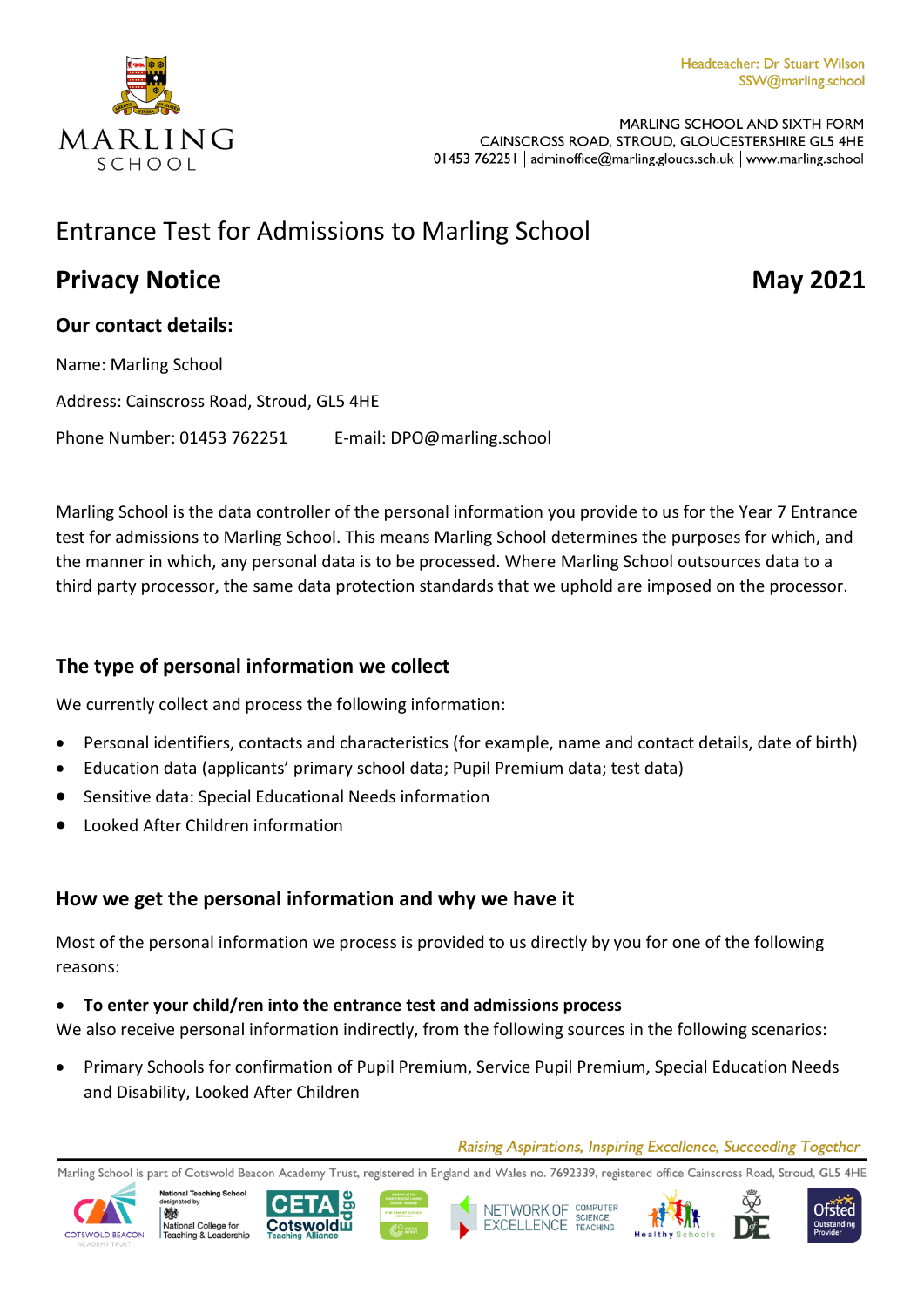Headteacher: Dr Stuart Wilson
SSW@marling.school

MARLING SCHOOL AND SIXTH FORM
CAINSCROSS ROAD, STROUD, GLOUCESTERSHIRE GL5 4HE
01453 762251 | adminoffice@marling.gloucs.sch.uk | www.marling.school

# Entrance Test for Admissions to Marling School

## Privacy Notice — May 2021

### Our contact details:

Name: Marling School

Address: Cainscross Road, Stroud, GL5 4HE

Phone Number: 01453 762251 E-mail: DPO@marling.school

Marling School is the data controller of the personal information you provide to us for the Year 7 Entrance test for admissions to Marling School. This means Marling School determines the purposes for which, and the manner in which, any personal data is to be processed. Where Marling School outsources data to a third party processor, the same data protection standards that we uphold are imposed on the processor.

### The type of personal information we collect

We currently collect and process the following information:

- Personal identifiers, contacts and characteristics (for example, name and contact details, date of birth)
- Education data (applicants' primary school data; Pupil Premium data; test data)
- Sensitive data: Special Educational Needs information
- Looked After Children information

### How we get the personal information and why we have it

Most of the personal information we process is provided to us directly by you for one of the following reasons:

- **To enter your child/ren into the entrance test and admissions process**

We also receive personal information indirectly, from the following sources in the following scenarios:

- Primary Schools for confirmation of Pupil Premium, Service Pupil Premium, Special Education Needs and Disability, Looked After Children

*Raising Aspirations, Inspiring Excellence, Succeeding Together*

Marling School is part of Cotswold Beacon Academy Trust, registered in England and Wales no. 7692339, registered office Cainscross Road, Stroud, GL5 4HE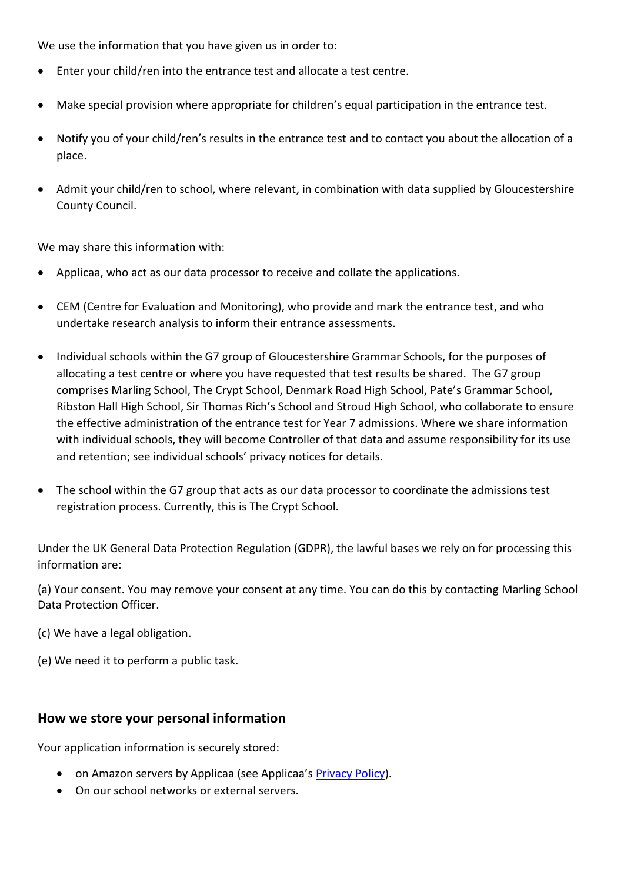We use the information that you have given us in order to:

- Enter your child/ren into the entrance test and allocate a test centre.
- Make special provision where appropriate for children's equal participation in the entrance test.
- Notify you of your child/ren's results in the entrance test and to contact you about the allocation of a place.
- Admit your child/ren to school, where relevant, in combination with data supplied by Gloucestershire County Council.

We may share this information with:

- Applicaa, who act as our data processor to receive and collate the applications.
- CEM (Centre for Evaluation and Monitoring), who provide and mark the entrance test, and who undertake research analysis to inform their entrance assessments.
- Individual schools within the G7 group of Gloucestershire Grammar Schools, for the purposes of allocating a test centre or where you have requested that test results be shared. The G7 group comprises Marling School, The Crypt School, Denmark Road High School, Pate's Grammar School, Ribston Hall High School, Sir Thomas Rich's School and Stroud High School, who collaborate to ensure the effective administration of the entrance test for Year 7 admissions. Where we share information with individual schools, they will become Controller of that data and assume responsibility for its use and retention; see individual schools' privacy notices for details.
- The school within the G7 group that acts as our data processor to coordinate the admissions test registration process. Currently, this is The Crypt School.

Under the UK General Data Protection Regulation (GDPR), the lawful bases we rely on for processing this information are:

(a) Your consent. You may remove your consent at any time. You can do this by contacting Marling School Data Protection Officer.

(c) We have a legal obligation.

(e) We need it to perform a public task.

## How we store your personal information

Your application information is securely stored:

- on Amazon servers by Applicaa (see Applicaa's [Privacy Policy]).
- On our school networks or external servers.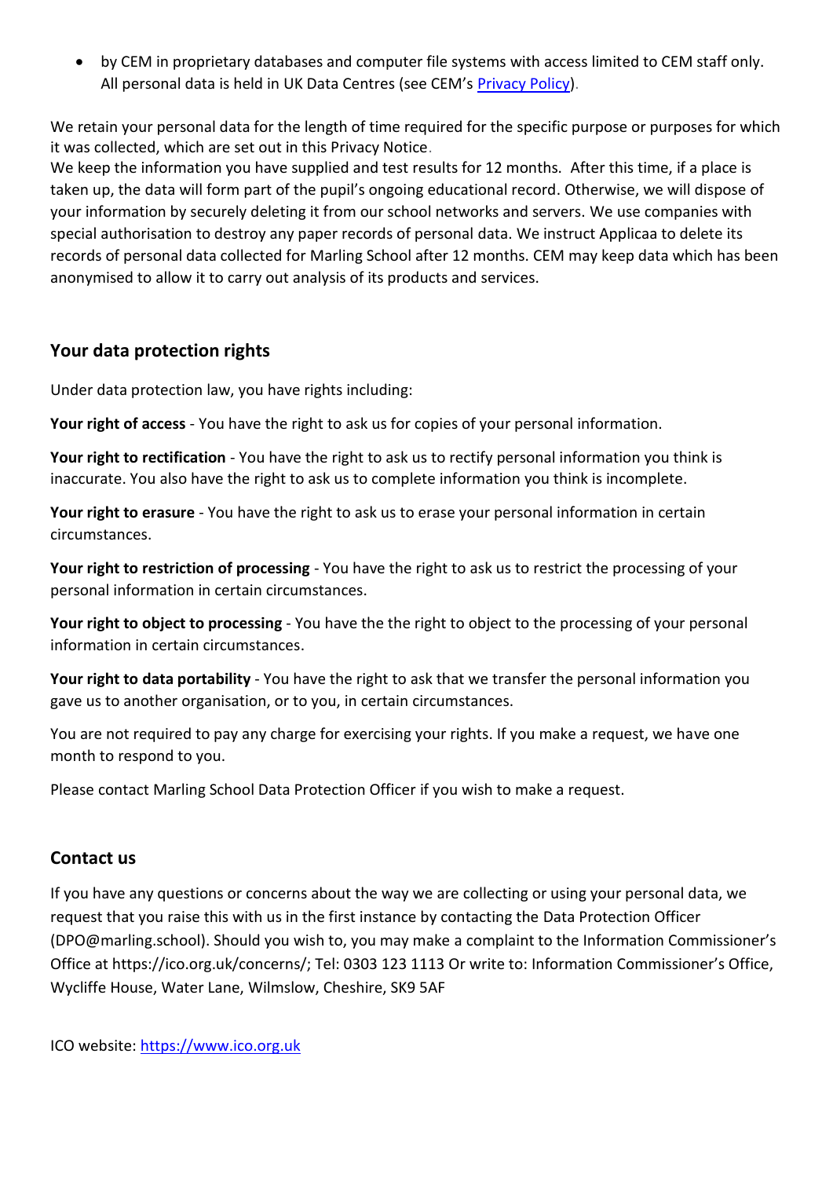- by CEM in proprietary databases and computer file systems with access limited to CEM staff only. All personal data is held in UK Data Centres (see CEM's Privacy Policy).

We retain your personal data for the length of time required for the specific purpose or purposes for which it was collected, which are set out in this Privacy Notice.
We keep the information you have supplied and test results for 12 months. After this time, if a place is taken up, the data will form part of the pupil's ongoing educational record. Otherwise, we will dispose of your information by securely deleting it from our school networks and servers. We use companies with special authorisation to destroy any paper records of personal data. We instruct Applicaa to delete its records of personal data collected for Marling School after 12 months. CEM may keep data which has been anonymised to allow it to carry out analysis of its products and services.

## Your data protection rights

Under data protection law, you have rights including:

**Your right of access** - You have the right to ask us for copies of your personal information.

**Your right to rectification** - You have the right to ask us to rectify personal information you think is inaccurate. You also have the right to ask us to complete information you think is incomplete.

**Your right to erasure** - You have the right to ask us to erase your personal information in certain circumstances.

**Your right to restriction of processing** - You have the right to ask us to restrict the processing of your personal information in certain circumstances.

**Your right to object to processing** - You have the the right to object to the processing of your personal information in certain circumstances.

**Your right to data portability** - You have the right to ask that we transfer the personal information you gave us to another organisation, or to you, in certain circumstances.

You are not required to pay any charge for exercising your rights. If you make a request, we have one month to respond to you.

Please contact Marling School Data Protection Officer if you wish to make a request.

## Contact us

If you have any questions or concerns about the way we are collecting or using your personal data, we request that you raise this with us in the first instance by contacting the Data Protection Officer (DPO@marling.school). Should you wish to, you may make a complaint to the Information Commissioner's Office at https://ico.org.uk/concerns/; Tel: 0303 123 1113 Or write to: Information Commissioner's Office, Wycliffe House, Water Lane, Wilmslow, Cheshire, SK9 5AF

ICO website: https://www.ico.org.uk